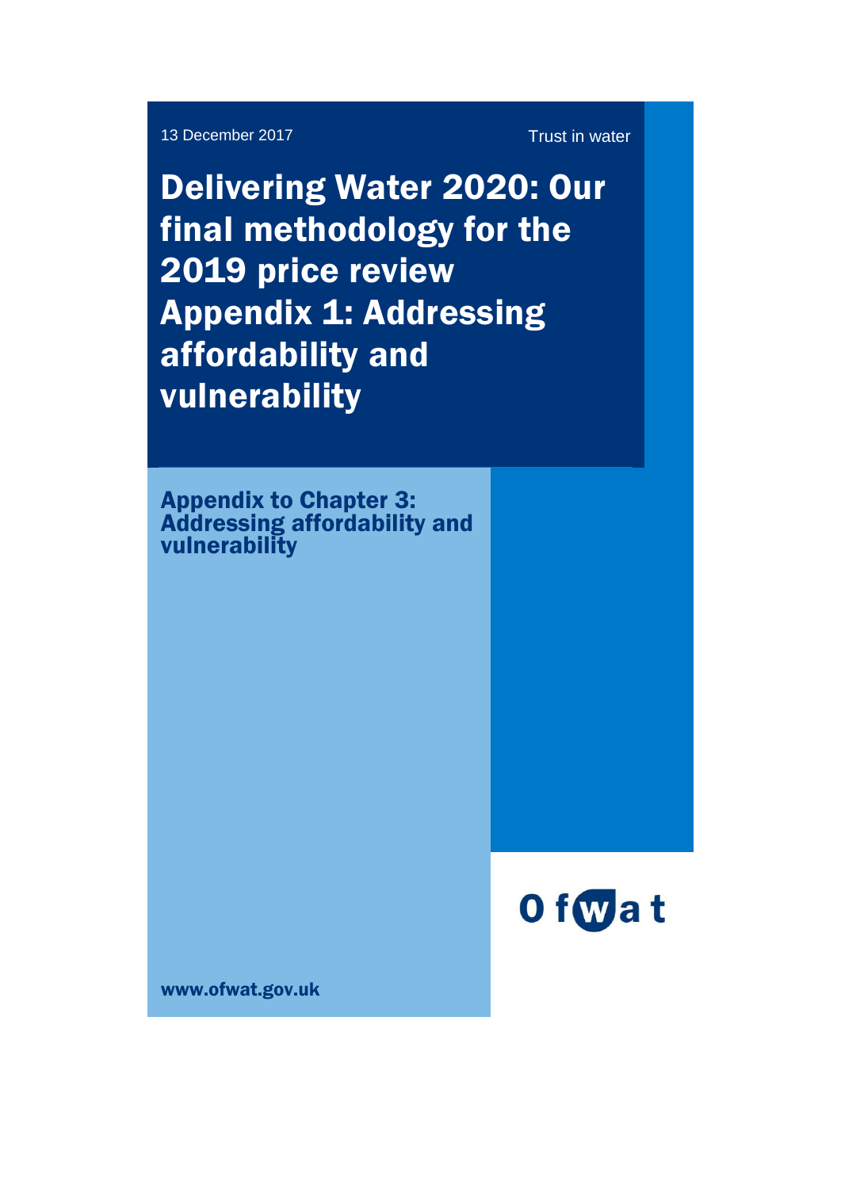13 December 2017

Trust in water

# Delivering Water 2020: Our final methodology for the 2019 price review Appendix 1: Addressing affordability and vulnerability

## Appendix to Chapter 3: Addressing affordability and vulnerability

Ofwat

www.ofwat.gov.uk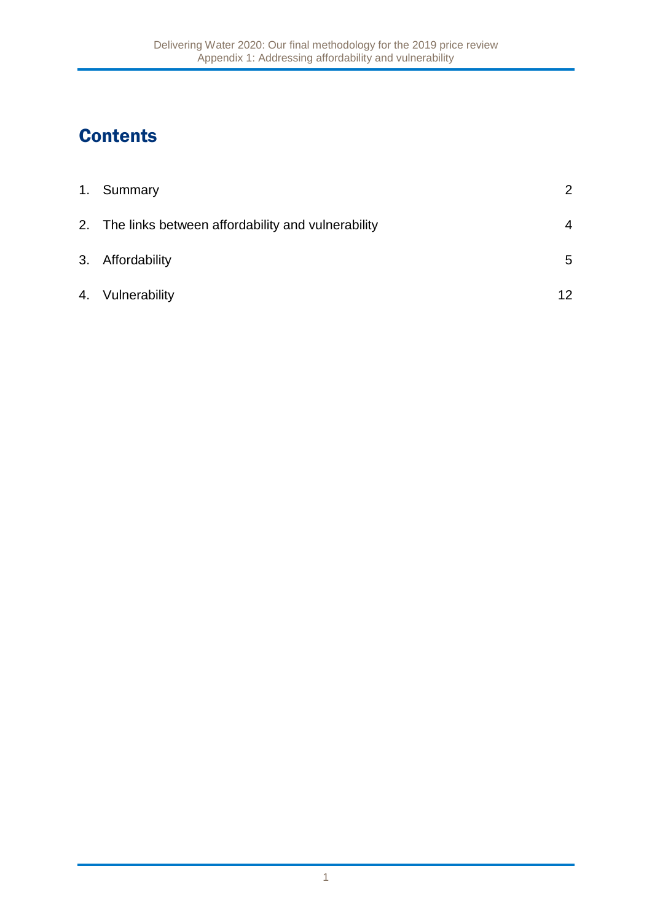# Contents

| | |
|---|---|
| 1. Summary | 2 |
| 2. The links between affordability and vulnerability | 4 |
| 3. Affordability | 5 |
| 4. Vulnerability | 12 |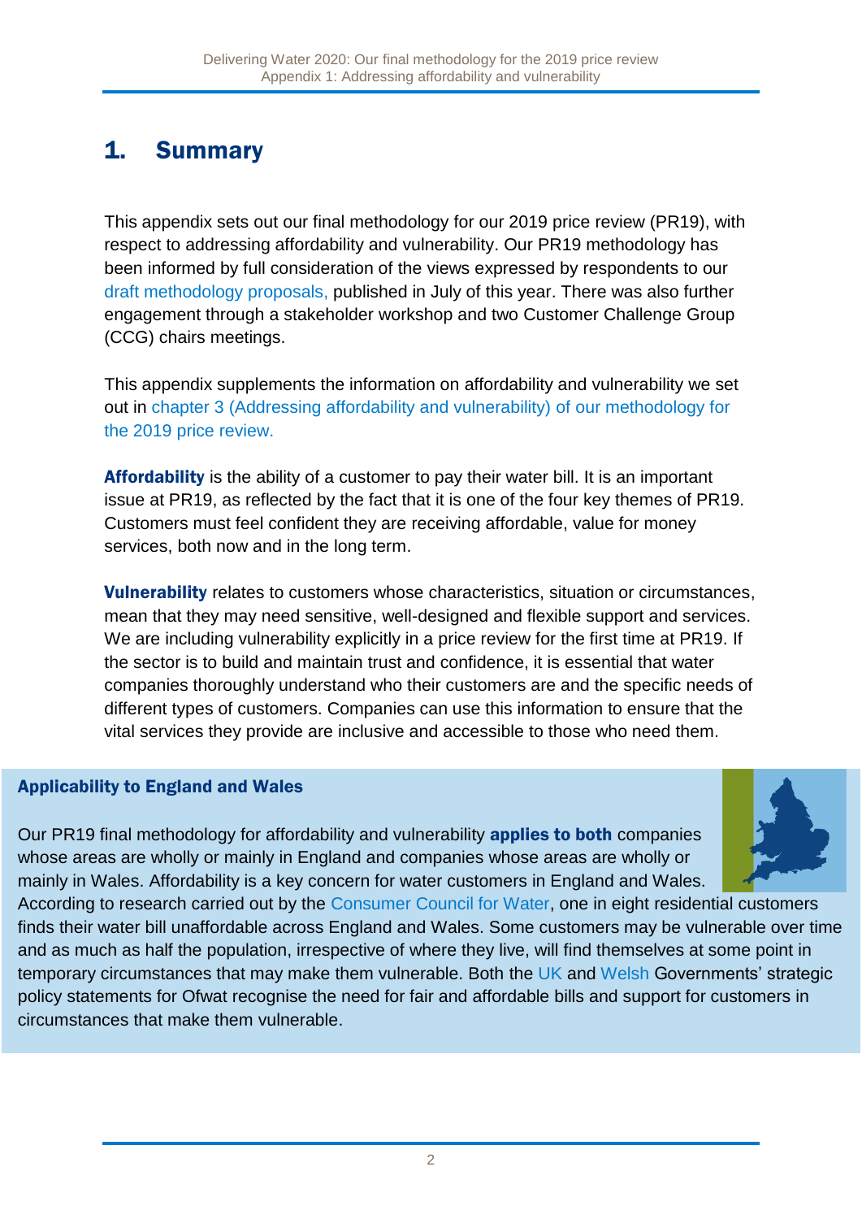# 1. Summary

This appendix sets out our final methodology for our 2019 price review (PR19), with respect to addressing affordability and vulnerability. Our PR19 methodology has been informed by full consideration of the views expressed by respondents to our draft methodology proposals, published in July of this year. There was also further engagement through a stakeholder workshop and two Customer Challenge Group (CCG) chairs meetings.

This appendix supplements the information on affordability and vulnerability we set out in chapter 3 (Addressing affordability and vulnerability) of our methodology for the 2019 price review.

**Affordability** is the ability of a customer to pay their water bill. It is an important issue at PR19, as reflected by the fact that it is one of the four key themes of PR19. Customers must feel confident they are receiving affordable, value for money services, both now and in the long term.

**Vulnerability** relates to customers whose characteristics, situation or circumstances, mean that they may need sensitive, well-designed and flexible support and services. We are including vulnerability explicitly in a price review for the first time at PR19. If the sector is to build and maintain trust and confidence, it is essential that water companies thoroughly understand who their customers are and the specific needs of different types of customers. Companies can use this information to ensure that the vital services they provide are inclusive and accessible to those who need them.

**Applicability to England and Wales**

Our PR19 final methodology for affordability and vulnerability **applies to both** companies whose areas are wholly or mainly in England and companies whose areas are wholly or mainly in Wales. Affordability is a key concern for water customers in England and Wales. According to research carried out by the Consumer Council for Water, one in eight residential customers finds their water bill unaffordable across England and Wales. Some customers may be vulnerable over time and as much as half the population, irrespective of where they live, will find themselves at some point in temporary circumstances that may make them vulnerable. Both the UK and Welsh Governments' strategic policy statements for Ofwat recognise the need for fair and affordable bills and support for customers in circumstances that make them vulnerable.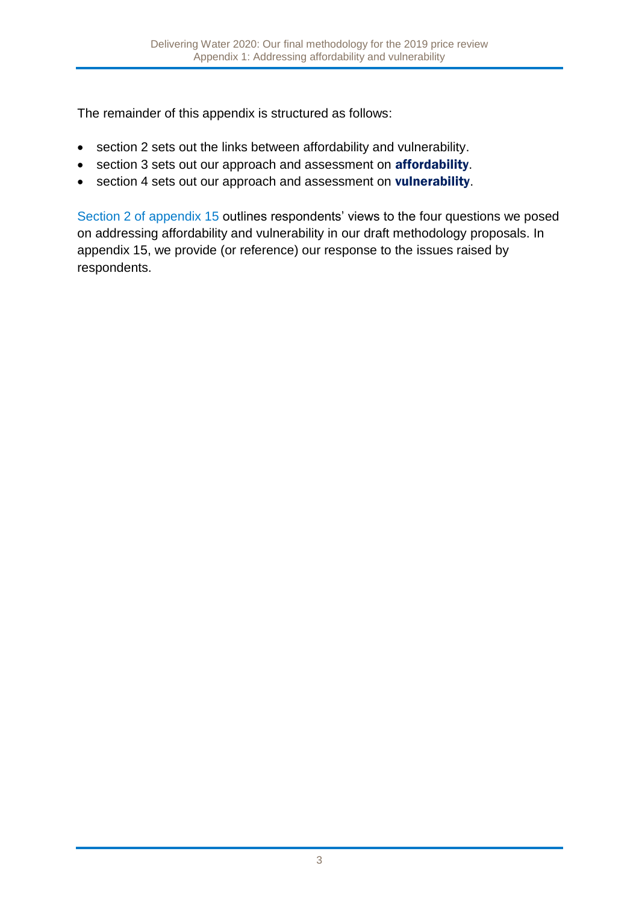The remainder of this appendix is structured as follows:

- section 2 sets out the links between affordability and vulnerability.
- section 3 sets out our approach and assessment on **affordability**.
- section 4 sets out our approach and assessment on **vulnerability**.

Section 2 of appendix 15 outlines respondents' views to the four questions we posed on addressing affordability and vulnerability in our draft methodology proposals. In appendix 15, we provide (or reference) our response to the issues raised by respondents.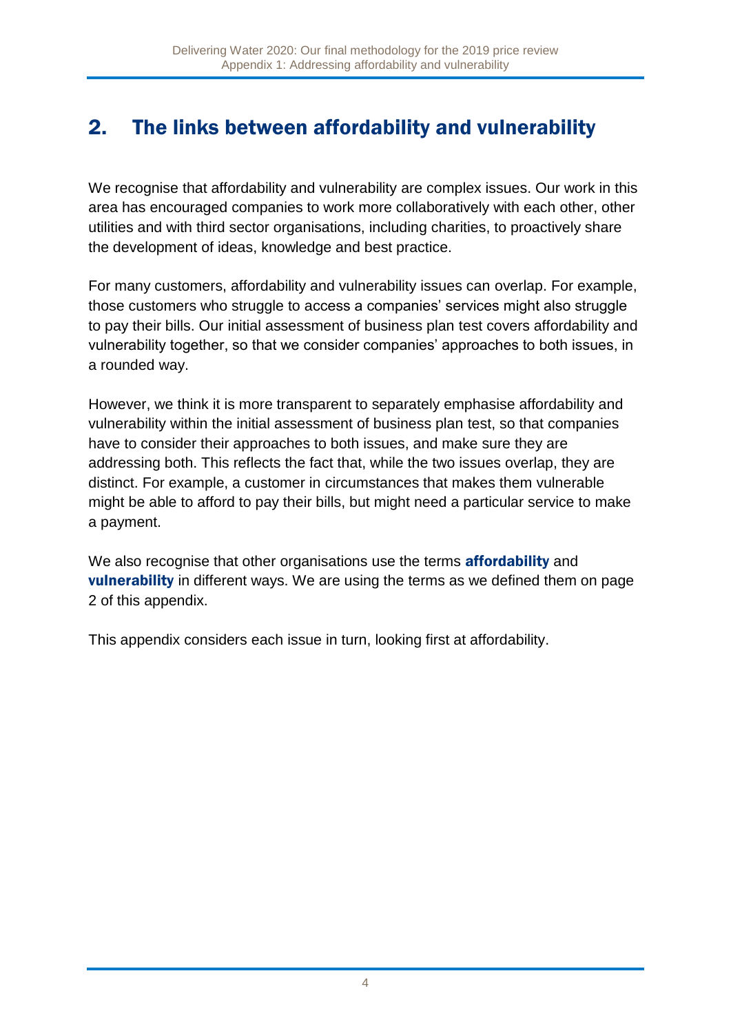## 2. The links between affordability and vulnerability

We recognise that affordability and vulnerability are complex issues. Our work in this area has encouraged companies to work more collaboratively with each other, other utilities and with third sector organisations, including charities, to proactively share the development of ideas, knowledge and best practice.

For many customers, affordability and vulnerability issues can overlap. For example, those customers who struggle to access a companies' services might also struggle to pay their bills. Our initial assessment of business plan test covers affordability and vulnerability together, so that we consider companies' approaches to both issues, in a rounded way.

However, we think it is more transparent to separately emphasise affordability and vulnerability within the initial assessment of business plan test, so that companies have to consider their approaches to both issues, and make sure they are addressing both. This reflects the fact that, while the two issues overlap, they are distinct. For example, a customer in circumstances that makes them vulnerable might be able to afford to pay their bills, but might need a particular service to make a payment.

We also recognise that other organisations use the terms **affordability** and **vulnerability** in different ways. We are using the terms as we defined them on page 2 of this appendix.

This appendix considers each issue in turn, looking first at affordability.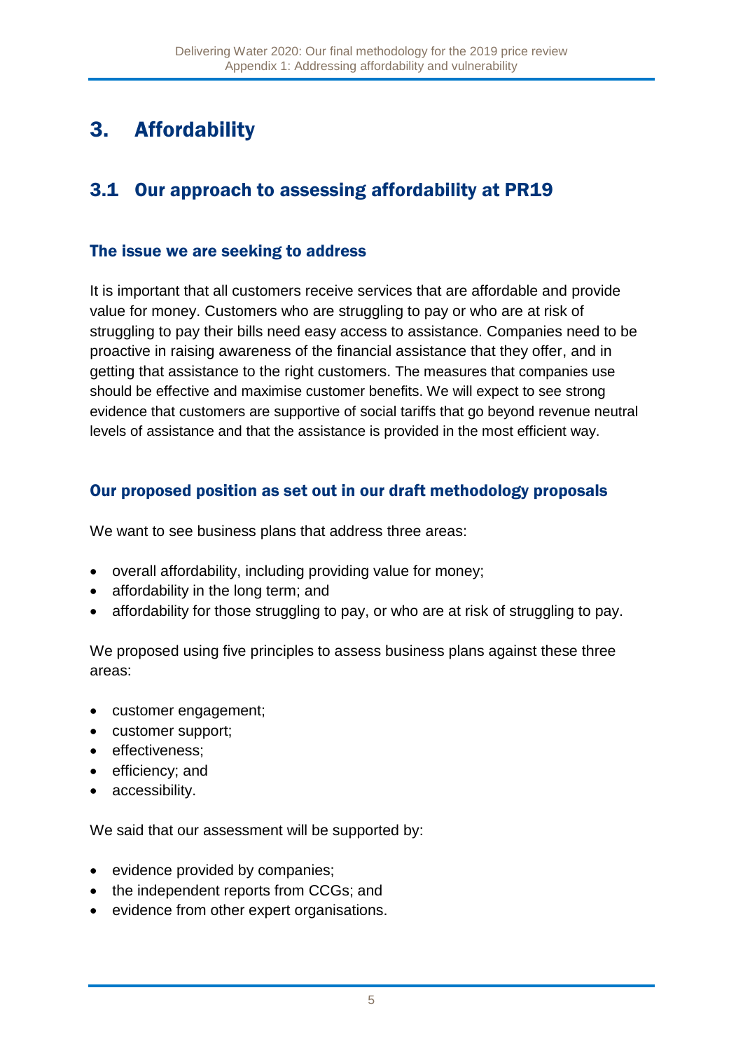# 3. Affordability

## 3.1 Our approach to assessing affordability at PR19

### The issue we are seeking to address

It is important that all customers receive services that are affordable and provide value for money. Customers who are struggling to pay or who are at risk of struggling to pay their bills need easy access to assistance. Companies need to be proactive in raising awareness of the financial assistance that they offer, and in getting that assistance to the right customers. The measures that companies use should be effective and maximise customer benefits. We will expect to see strong evidence that customers are supportive of social tariffs that go beyond revenue neutral levels of assistance and that the assistance is provided in the most efficient way.

### Our proposed position as set out in our draft methodology proposals

We want to see business plans that address three areas:

- overall affordability, including providing value for money;
- affordability in the long term; and
- affordability for those struggling to pay, or who are at risk of struggling to pay.

We proposed using five principles to assess business plans against these three areas:

- customer engagement;
- customer support;
- effectiveness;
- efficiency; and
- accessibility.

We said that our assessment will be supported by:

- evidence provided by companies;
- the independent reports from CCGs; and
- evidence from other expert organisations.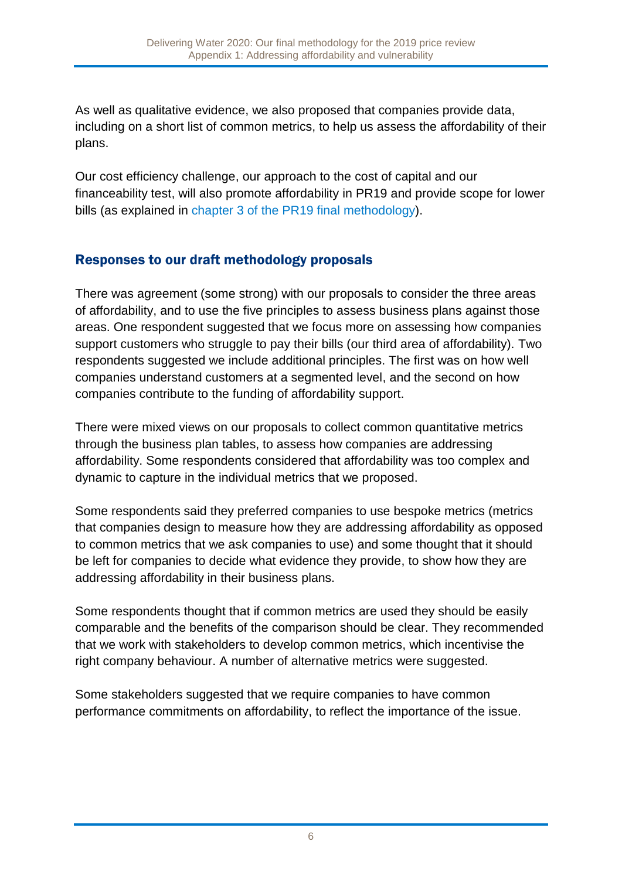As well as qualitative evidence, we also proposed that companies provide data, including on a short list of common metrics, to help us assess the affordability of their plans.

Our cost efficiency challenge, our approach to the cost of capital and our financeability test, will also promote affordability in PR19 and provide scope for lower bills (as explained in chapter 3 of the PR19 final methodology).

## Responses to our draft methodology proposals

There was agreement (some strong) with our proposals to consider the three areas of affordability, and to use the five principles to assess business plans against those areas. One respondent suggested that we focus more on assessing how companies support customers who struggle to pay their bills (our third area of affordability). Two respondents suggested we include additional principles. The first was on how well companies understand customers at a segmented level, and the second on how companies contribute to the funding of affordability support.

There were mixed views on our proposals to collect common quantitative metrics through the business plan tables, to assess how companies are addressing affordability. Some respondents considered that affordability was too complex and dynamic to capture in the individual metrics that we proposed.

Some respondents said they preferred companies to use bespoke metrics (metrics that companies design to measure how they are addressing affordability as opposed to common metrics that we ask companies to use) and some thought that it should be left for companies to decide what evidence they provide, to show how they are addressing affordability in their business plans.

Some respondents thought that if common metrics are used they should be easily comparable and the benefits of the comparison should be clear. They recommended that we work with stakeholders to develop common metrics, which incentivise the right company behaviour. A number of alternative metrics were suggested.

Some stakeholders suggested that we require companies to have common performance commitments on affordability, to reflect the importance of the issue.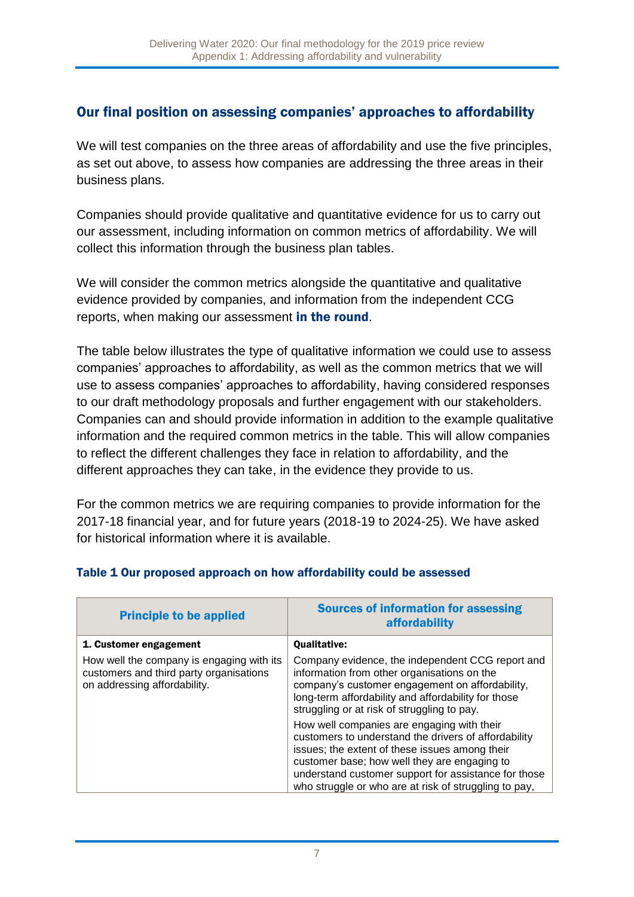## Our final position on assessing companies' approaches to affordability

We will test companies on the three areas of affordability and use the five principles, as set out above, to assess how companies are addressing the three areas in their business plans.

Companies should provide qualitative and quantitative evidence for us to carry out our assessment, including information on common metrics of affordability. We will collect this information through the business plan tables.

We will consider the common metrics alongside the quantitative and qualitative evidence provided by companies, and information from the independent CCG reports, when making our assessment **in the round**.

The table below illustrates the type of qualitative information we could use to assess companies' approaches to affordability, as well as the common metrics that we will use to assess companies' approaches to affordability, having considered responses to our draft methodology proposals and further engagement with our stakeholders. Companies can and should provide information in addition to the example qualitative information and the required common metrics in the table. This will allow companies to reflect the different challenges they face in relation to affordability, and the different approaches they can take, in the evidence they provide to us.

For the common metrics we are requiring companies to provide information for the 2017-18 financial year, and for future years (2018-19 to 2024-25). We have asked for historical information where it is available.

#### Table 1 Our proposed approach on how affordability could be assessed

| Principle to be applied | Sources of information for assessing affordability |
|---|---|
| **1. Customer engagement**<br><br>How well the company is engaging with its customers and third party organisations on addressing affordability. | **Qualitative:**<br><br>Company evidence, the independent CCG report and information from other organisations on the company's customer engagement on affordability, long-term affordability and affordability for those struggling or at risk of struggling to pay.<br><br>How well companies are engaging with their customers to understand the drivers of affordability issues; the extent of these issues among their customer base; how well they are engaging to understand customer support for assistance for those who struggle or who are at risk of struggling to pay, |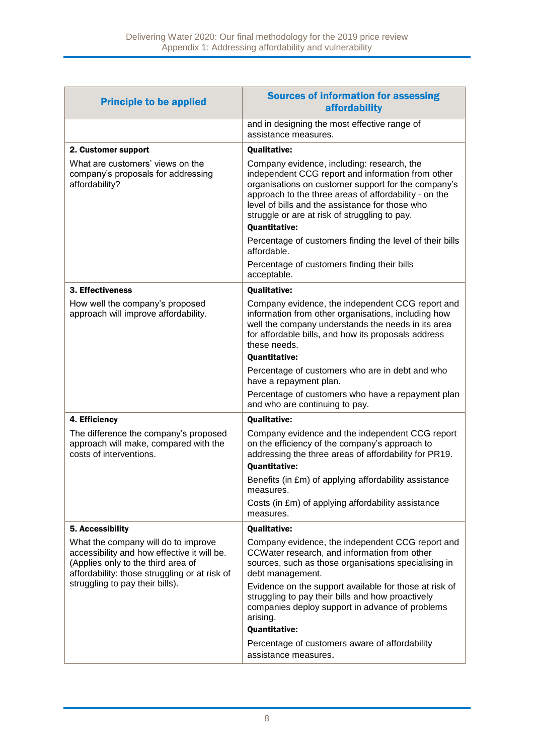| Principle to be applied | Sources of information for assessing affordability |
|---|---|
| | and in designing the most effective range of assistance measures. |
| **2. Customer support**<br><br>What are customers' views on the company's proposals for addressing affordability? | **Qualitative:**<br><br>Company evidence, including: research, the independent CCG report and information from other organisations on customer support for the company's approach to the three areas of affordability - on the level of bills and the assistance for those who struggle or are at risk of struggling to pay.<br><br>**Quantitative:**<br><br>Percentage of customers finding the level of their bills affordable.<br><br>Percentage of customers finding their bills acceptable. |
| **3. Effectiveness**<br><br>How well the company's proposed approach will improve affordability. | **Qualitative:**<br><br>Company evidence, the independent CCG report and information from other organisations, including how well the company understands the needs in its area for affordable bills, and how its proposals address these needs.<br><br>**Quantitative:**<br><br>Percentage of customers who are in debt and who have a repayment plan.<br><br>Percentage of customers who have a repayment plan and who are continuing to pay. |
| **4. Efficiency**<br><br>The difference the company's proposed approach will make, compared with the costs of interventions. | **Qualitative:**<br><br>Company evidence and the independent CCG report on the efficiency of the company's approach to addressing the three areas of affordability for PR19.<br><br>**Quantitative:**<br><br>Benefits (in £m) of applying affordability assistance measures.<br><br>Costs (in £m) of applying affordability assistance measures. |
| **5. Accessibility**<br><br>What the company will do to improve accessibility and how effective it will be. (Applies only to the third area of affordability: those struggling or at risk of struggling to pay their bills). | **Qualitative:**<br><br>Company evidence, the independent CCG report and CCWater research, and information from other sources, such as those organisations specialising in debt management.<br><br>Evidence on the support available for those at risk of struggling to pay their bills and how proactively companies deploy support in advance of problems arising.<br><br>**Quantitative:**<br><br>Percentage of customers aware of affordability assistance measures. |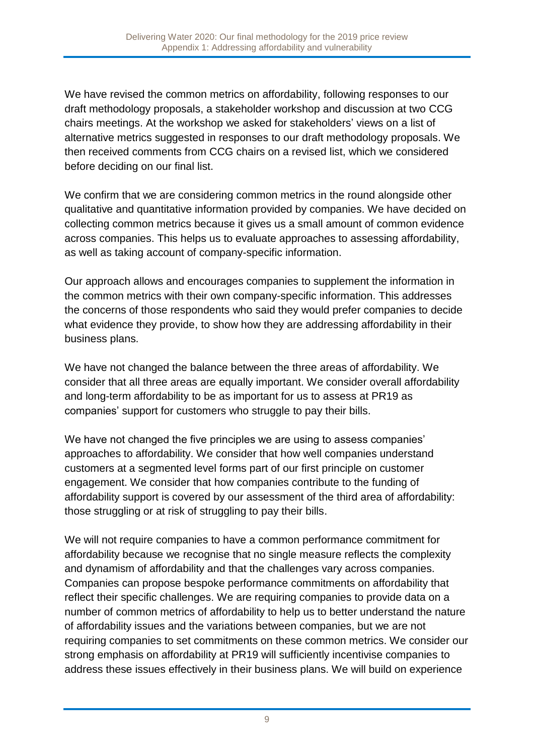We have revised the common metrics on affordability, following responses to our draft methodology proposals, a stakeholder workshop and discussion at two CCG chairs meetings. At the workshop we asked for stakeholders' views on a list of alternative metrics suggested in responses to our draft methodology proposals. We then received comments from CCG chairs on a revised list, which we considered before deciding on our final list.

We confirm that we are considering common metrics in the round alongside other qualitative and quantitative information provided by companies. We have decided on collecting common metrics because it gives us a small amount of common evidence across companies. This helps us to evaluate approaches to assessing affordability, as well as taking account of company-specific information.

Our approach allows and encourages companies to supplement the information in the common metrics with their own company-specific information. This addresses the concerns of those respondents who said they would prefer companies to decide what evidence they provide, to show how they are addressing affordability in their business plans.

We have not changed the balance between the three areas of affordability. We consider that all three areas are equally important. We consider overall affordability and long-term affordability to be as important for us to assess at PR19 as companies' support for customers who struggle to pay their bills.

We have not changed the five principles we are using to assess companies' approaches to affordability. We consider that how well companies understand customers at a segmented level forms part of our first principle on customer engagement. We consider that how companies contribute to the funding of affordability support is covered by our assessment of the third area of affordability: those struggling or at risk of struggling to pay their bills.

We will not require companies to have a common performance commitment for affordability because we recognise that no single measure reflects the complexity and dynamism of affordability and that the challenges vary across companies. Companies can propose bespoke performance commitments on affordability that reflect their specific challenges. We are requiring companies to provide data on a number of common metrics of affordability to help us to better understand the nature of affordability issues and the variations between companies, but we are not requiring companies to set commitments on these common metrics. We consider our strong emphasis on affordability at PR19 will sufficiently incentivise companies to address these issues effectively in their business plans. We will build on experience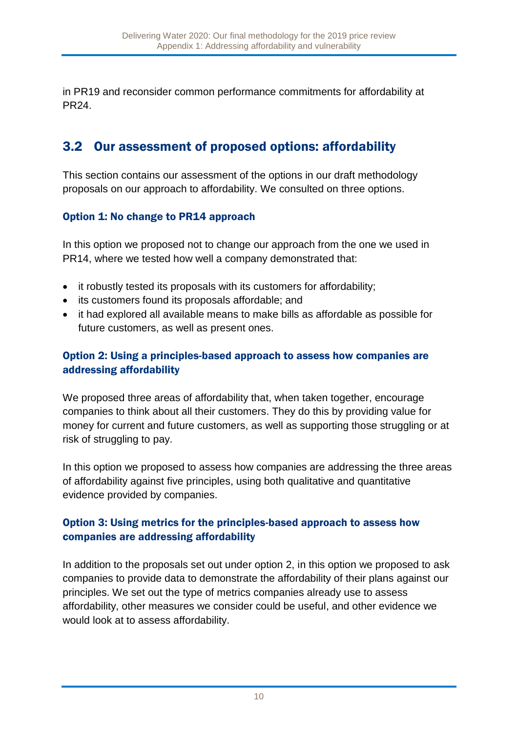in PR19 and reconsider common performance commitments for affordability at PR24.

## 3.2 Our assessment of proposed options: affordability

This section contains our assessment of the options in our draft methodology proposals on our approach to affordability. We consulted on three options.

### Option 1: No change to PR14 approach

In this option we proposed not to change our approach from the one we used in PR14, where we tested how well a company demonstrated that:

- it robustly tested its proposals with its customers for affordability;
- its customers found its proposals affordable; and
- it had explored all available means to make bills as affordable as possible for future customers, as well as present ones.

### Option 2: Using a principles-based approach to assess how companies are addressing affordability

We proposed three areas of affordability that, when taken together, encourage companies to think about all their customers. They do this by providing value for money for current and future customers, as well as supporting those struggling or at risk of struggling to pay.

In this option we proposed to assess how companies are addressing the three areas of affordability against five principles, using both qualitative and quantitative evidence provided by companies.

### Option 3: Using metrics for the principles-based approach to assess how companies are addressing affordability

In addition to the proposals set out under option 2, in this option we proposed to ask companies to provide data to demonstrate the affordability of their plans against our principles. We set out the type of metrics companies already use to assess affordability, other measures we consider could be useful, and other evidence we would look at to assess affordability.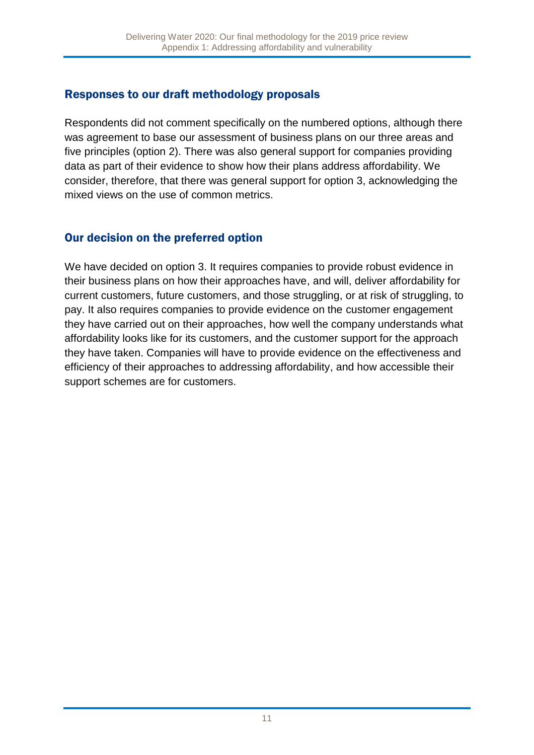## Responses to our draft methodology proposals

Respondents did not comment specifically on the numbered options, although there was agreement to base our assessment of business plans on our three areas and five principles (option 2). There was also general support for companies providing data as part of their evidence to show how their plans address affordability. We consider, therefore, that there was general support for option 3, acknowledging the mixed views on the use of common metrics.

## Our decision on the preferred option

We have decided on option 3. It requires companies to provide robust evidence in their business plans on how their approaches have, and will, deliver affordability for current customers, future customers, and those struggling, or at risk of struggling, to pay. It also requires companies to provide evidence on the customer engagement they have carried out on their approaches, how well the company understands what affordability looks like for its customers, and the customer support for the approach they have taken. Companies will have to provide evidence on the effectiveness and efficiency of their approaches to addressing affordability, and how accessible their support schemes are for customers.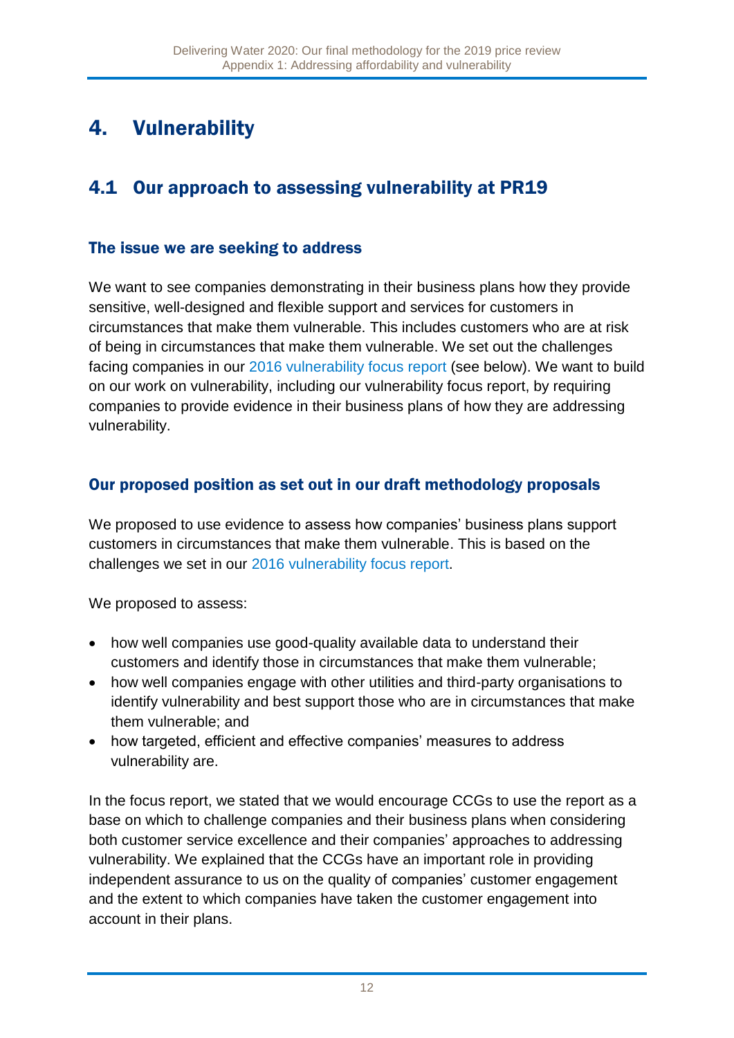# 4. Vulnerability

## 4.1 Our approach to assessing vulnerability at PR19

### The issue we are seeking to address

We want to see companies demonstrating in their business plans how they provide sensitive, well-designed and flexible support and services for customers in circumstances that make them vulnerable. This includes customers who are at risk of being in circumstances that make them vulnerable. We set out the challenges facing companies in our 2016 vulnerability focus report (see below). We want to build on our work on vulnerability, including our vulnerability focus report, by requiring companies to provide evidence in their business plans of how they are addressing vulnerability.

### Our proposed position as set out in our draft methodology proposals

We proposed to use evidence to assess how companies' business plans support customers in circumstances that make them vulnerable. This is based on the challenges we set in our 2016 vulnerability focus report.

We proposed to assess:

- how well companies use good-quality available data to understand their customers and identify those in circumstances that make them vulnerable;
- how well companies engage with other utilities and third-party organisations to identify vulnerability and best support those who are in circumstances that make them vulnerable; and
- how targeted, efficient and effective companies' measures to address vulnerability are.

In the focus report, we stated that we would encourage CCGs to use the report as a base on which to challenge companies and their business plans when considering both customer service excellence and their companies' approaches to addressing vulnerability. We explained that the CCGs have an important role in providing independent assurance to us on the quality of companies' customer engagement and the extent to which companies have taken the customer engagement into account in their plans.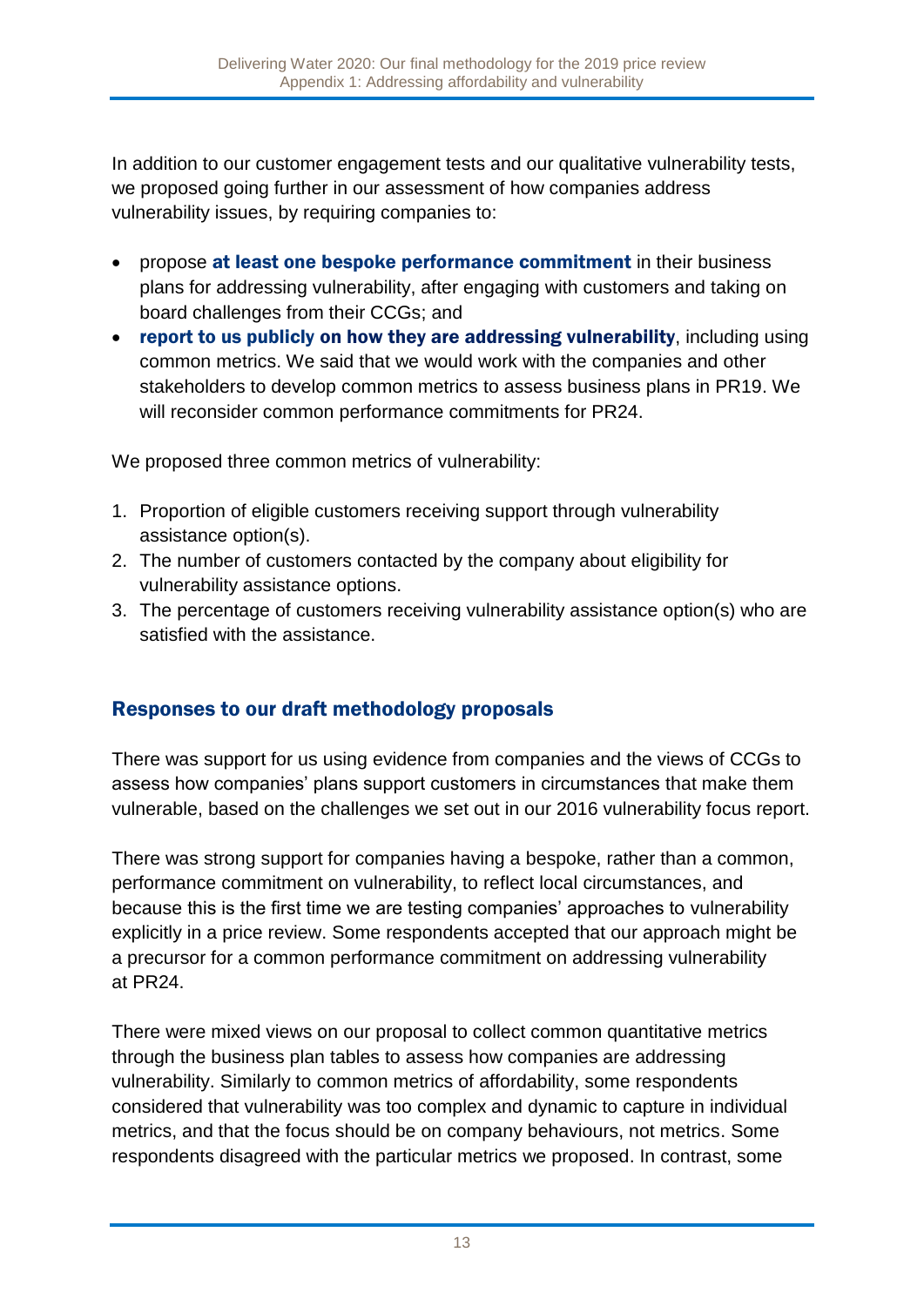In addition to our customer engagement tests and our qualitative vulnerability tests, we proposed going further in our assessment of how companies address vulnerability issues, by requiring companies to:

- propose **at least one bespoke performance commitment** in their business plans for addressing vulnerability, after engaging with customers and taking on board challenges from their CCGs; and
- **report to us publicly on how they are addressing vulnerability**, including using common metrics. We said that we would work with the companies and other stakeholders to develop common metrics to assess business plans in PR19. We will reconsider common performance commitments for PR24.

We proposed three common metrics of vulnerability:

1. Proportion of eligible customers receiving support through vulnerability assistance option(s).
2. The number of customers contacted by the company about eligibility for vulnerability assistance options.
3. The percentage of customers receiving vulnerability assistance option(s) who are satisfied with the assistance.

## Responses to our draft methodology proposals

There was support for us using evidence from companies and the views of CCGs to assess how companies' plans support customers in circumstances that make them vulnerable, based on the challenges we set out in our 2016 vulnerability focus report.

There was strong support for companies having a bespoke, rather than a common, performance commitment on vulnerability, to reflect local circumstances, and because this is the first time we are testing companies' approaches to vulnerability explicitly in a price review. Some respondents accepted that our approach might be a precursor for a common performance commitment on addressing vulnerability at PR24.

There were mixed views on our proposal to collect common quantitative metrics through the business plan tables to assess how companies are addressing vulnerability. Similarly to common metrics of affordability, some respondents considered that vulnerability was too complex and dynamic to capture in individual metrics, and that the focus should be on company behaviours, not metrics. Some respondents disagreed with the particular metrics we proposed. In contrast, some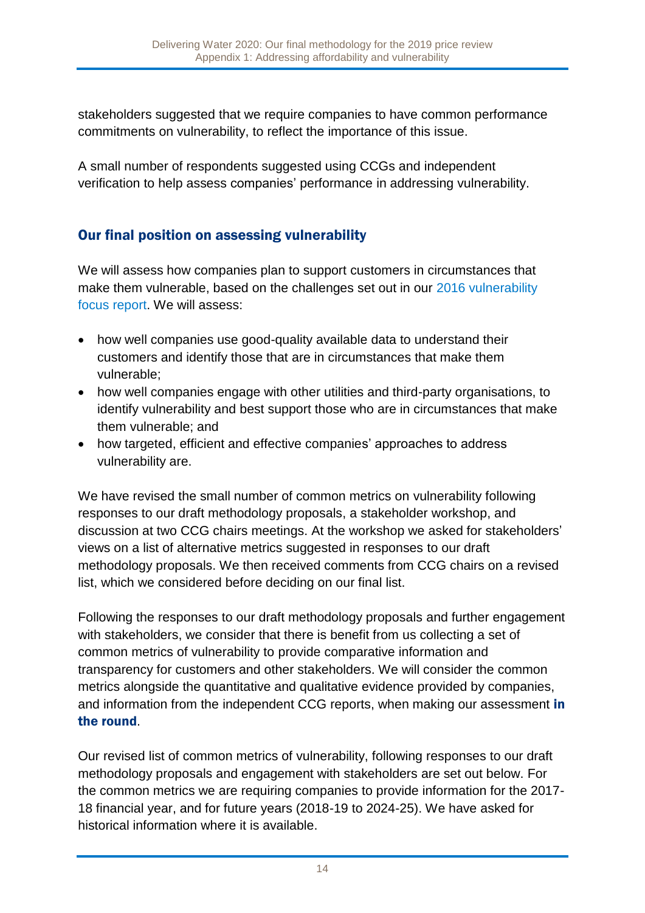stakeholders suggested that we require companies to have common performance commitments on vulnerability, to reflect the importance of this issue.

A small number of respondents suggested using CCGs and independent verification to help assess companies' performance in addressing vulnerability.

## Our final position on assessing vulnerability

We will assess how companies plan to support customers in circumstances that make them vulnerable, based on the challenges set out in our 2016 vulnerability focus report. We will assess:

- how well companies use good-quality available data to understand their customers and identify those that are in circumstances that make them vulnerable;
- how well companies engage with other utilities and third-party organisations, to identify vulnerability and best support those who are in circumstances that make them vulnerable; and
- how targeted, efficient and effective companies' approaches to address vulnerability are.

We have revised the small number of common metrics on vulnerability following responses to our draft methodology proposals, a stakeholder workshop, and discussion at two CCG chairs meetings. At the workshop we asked for stakeholders' views on a list of alternative metrics suggested in responses to our draft methodology proposals. We then received comments from CCG chairs on a revised list, which we considered before deciding on our final list.

Following the responses to our draft methodology proposals and further engagement with stakeholders, we consider that there is benefit from us collecting a set of common metrics of vulnerability to provide comparative information and transparency for customers and other stakeholders. We will consider the common metrics alongside the quantitative and qualitative evidence provided by companies, and information from the independent CCG reports, when making our assessment **in the round**.

Our revised list of common metrics of vulnerability, following responses to our draft methodology proposals and engagement with stakeholders are set out below. For the common metrics we are requiring companies to provide information for the 2017-18 financial year, and for future years (2018-19 to 2024-25). We have asked for historical information where it is available.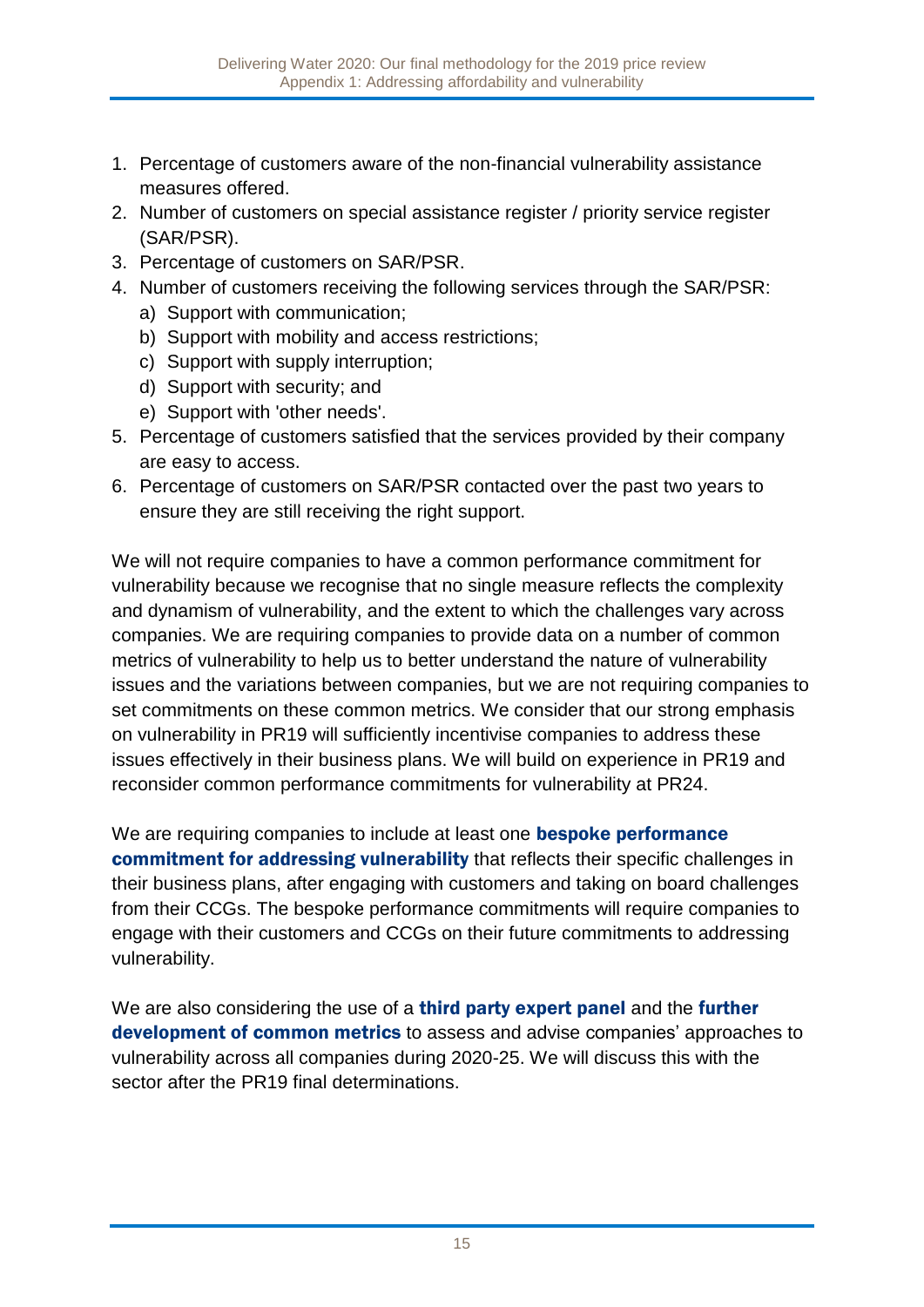1. Percentage of customers aware of the non-financial vulnerability assistance measures offered.
2. Number of customers on special assistance register / priority service register (SAR/PSR).
3. Percentage of customers on SAR/PSR.
4. Number of customers receiving the following services through the SAR/PSR:
   a) Support with communication;
   b) Support with mobility and access restrictions;
   c) Support with supply interruption;
   d) Support with security; and
   e) Support with 'other needs'.
5. Percentage of customers satisfied that the services provided by their company are easy to access.
6. Percentage of customers on SAR/PSR contacted over the past two years to ensure they are still receiving the right support.

We will not require companies to have a common performance commitment for vulnerability because we recognise that no single measure reflects the complexity and dynamism of vulnerability, and the extent to which the challenges vary across companies. We are requiring companies to provide data on a number of common metrics of vulnerability to help us to better understand the nature of vulnerability issues and the variations between companies, but we are not requiring companies to set commitments on these common metrics. We consider that our strong emphasis on vulnerability in PR19 will sufficiently incentivise companies to address these issues effectively in their business plans. We will build on experience in PR19 and reconsider common performance commitments for vulnerability at PR24.

We are requiring companies to include at least one **bespoke performance commitment for addressing vulnerability** that reflects their specific challenges in their business plans, after engaging with customers and taking on board challenges from their CCGs. The bespoke performance commitments will require companies to engage with their customers and CCGs on their future commitments to addressing vulnerability.

We are also considering the use of a **third party expert panel** and the **further development of common metrics** to assess and advise companies' approaches to vulnerability across all companies during 2020-25. We will discuss this with the sector after the PR19 final determinations.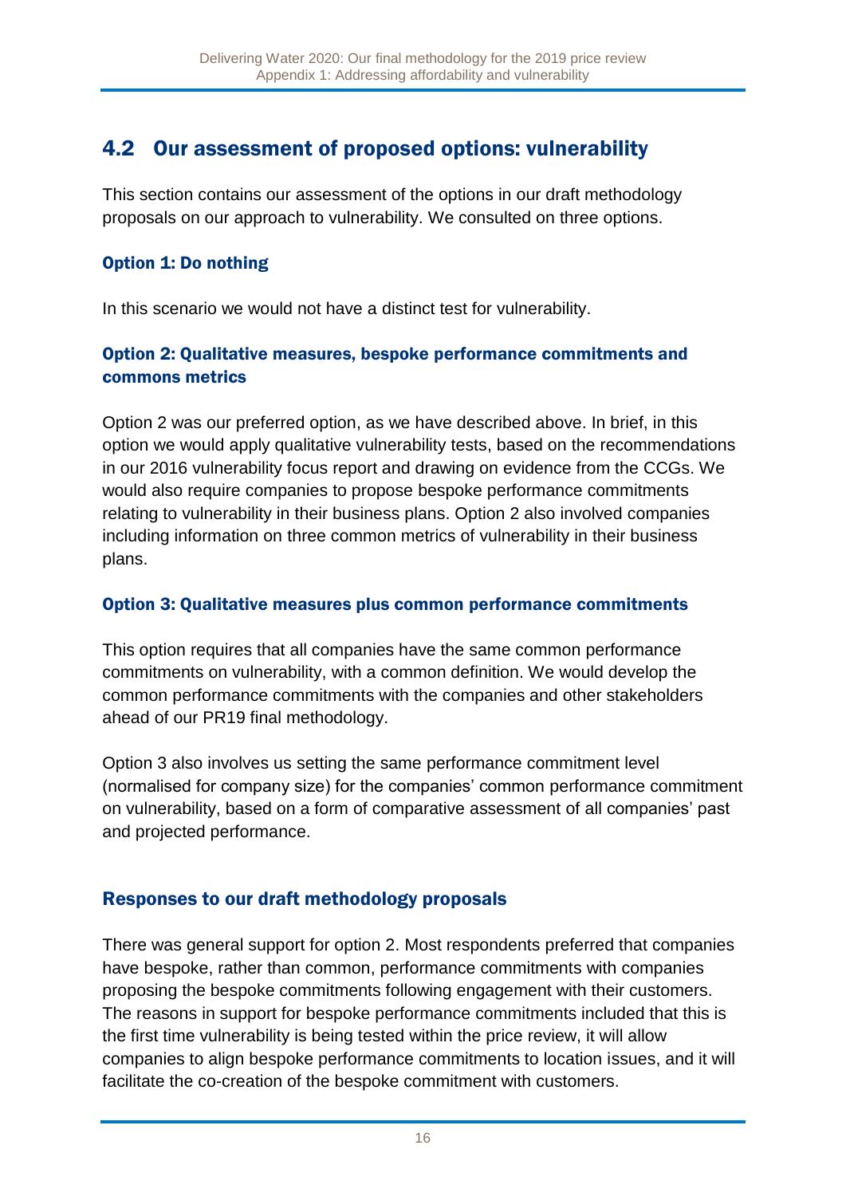## 4.2 Our assessment of proposed options: vulnerability

This section contains our assessment of the options in our draft methodology proposals on our approach to vulnerability. We consulted on three options.

### Option 1: Do nothing

In this scenario we would not have a distinct test for vulnerability.

### Option 2: Qualitative measures, bespoke performance commitments and commons metrics

Option 2 was our preferred option, as we have described above. In brief, in this option we would apply qualitative vulnerability tests, based on the recommendations in our 2016 vulnerability focus report and drawing on evidence from the CCGs. We would also require companies to propose bespoke performance commitments relating to vulnerability in their business plans. Option 2 also involved companies including information on three common metrics of vulnerability in their business plans.

### Option 3: Qualitative measures plus common performance commitments

This option requires that all companies have the same common performance commitments on vulnerability, with a common definition. We would develop the common performance commitments with the companies and other stakeholders ahead of our PR19 final methodology.

Option 3 also involves us setting the same performance commitment level (normalised for company size) for the companies' common performance commitment on vulnerability, based on a form of comparative assessment of all companies' past and projected performance.

### Responses to our draft methodology proposals

There was general support for option 2. Most respondents preferred that companies have bespoke, rather than common, performance commitments with companies proposing the bespoke commitments following engagement with their customers. The reasons in support for bespoke performance commitments included that this is the first time vulnerability is being tested within the price review, it will allow companies to align bespoke performance commitments to location issues, and it will facilitate the co-creation of the bespoke commitment with customers.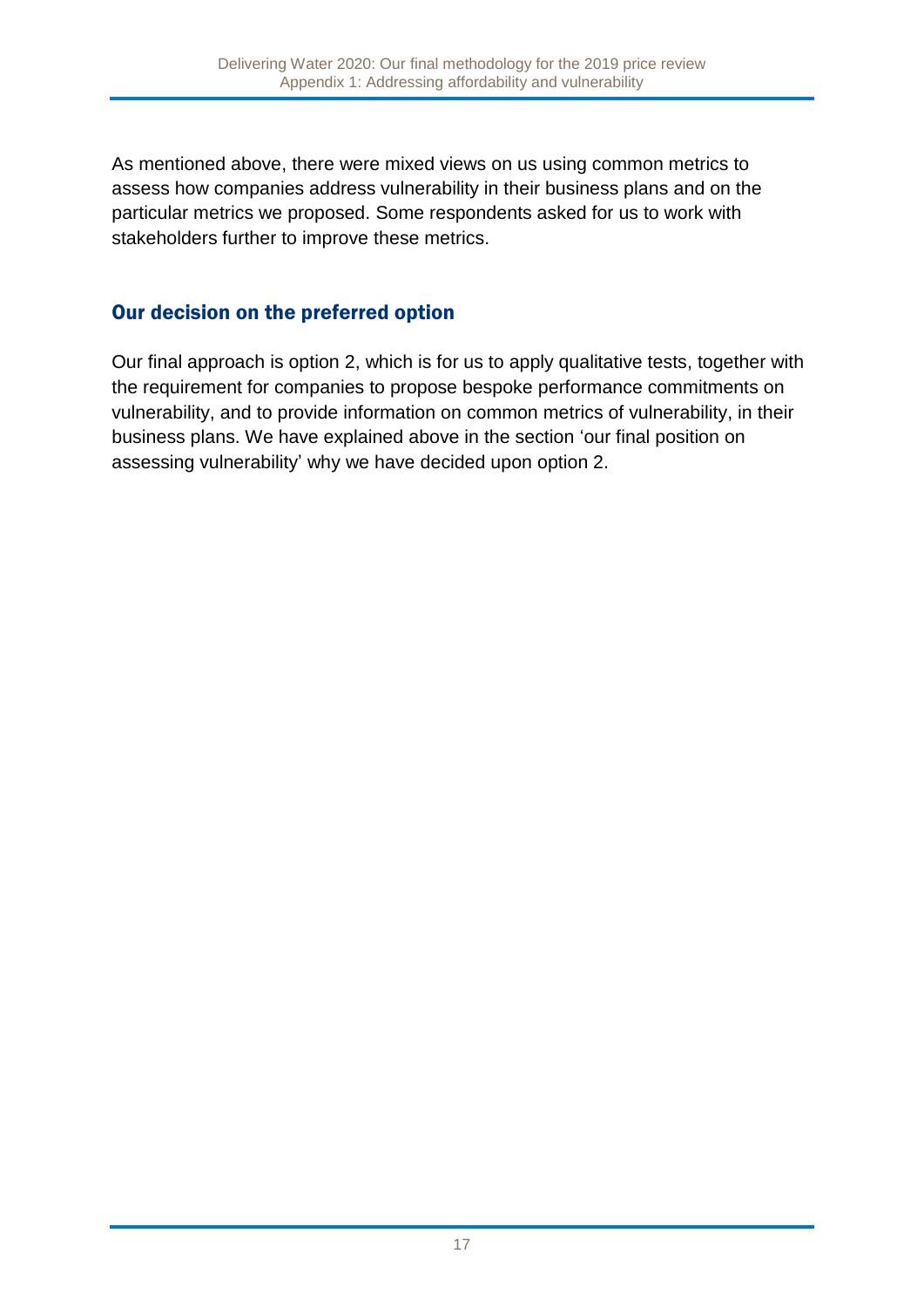As mentioned above, there were mixed views on us using common metrics to assess how companies address vulnerability in their business plans and on the particular metrics we proposed. Some respondents asked for us to work with stakeholders further to improve these metrics.

## Our decision on the preferred option

Our final approach is option 2, which is for us to apply qualitative tests, together with the requirement for companies to propose bespoke performance commitments on vulnerability, and to provide information on common metrics of vulnerability, in their business plans. We have explained above in the section 'our final position on assessing vulnerability' why we have decided upon option 2.